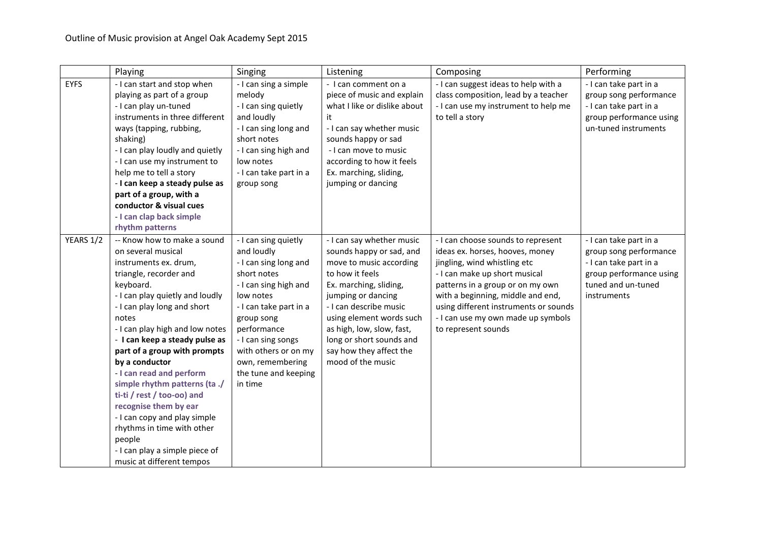Outline of Music provision at Angel Oak Academy Sept 2015

| | Playing | Singing | Listening | Composing | Performing |
|---|---|---|---|---|---|
| EYFS | - I can start and stop when playing as part of a group<br>- I can play un-tuned instruments in three different ways (tapping, rubbing, shaking)<br>- I can play loudly and quietly<br>- I can use my instrument to help me to tell a story<br>- **I can keep a steady pulse as part of a group, with a conductor & visual cues**<br>- **I can clap back simple rhythm patterns** | - I can sing a simple melody<br>- I can sing quietly and loudly<br>- I can sing long and short notes<br>- I can sing high and low notes<br>- I can take part in a group song | - I can comment on a piece of music and explain what I like or dislike about it<br>- I can say whether music sounds happy or sad<br>- I can move to music according to how it feels Ex. marching, sliding, jumping or dancing | - I can suggest ideas to help with a class composition, lead by a teacher<br>- I can use my instrument to help me to tell a story | - I can take part in a group song performance<br>- I can take part in a group performance using un-tuned instruments |
| YEARS 1/2 | -- Know how to make a sound on several musical instruments ex. drum, triangle, recorder and keyboard.<br>- I can play quietly and loudly<br>- I can play long and short notes<br>- I can play high and low notes<br>- **I can keep a steady pulse as part of a group with prompts by a conductor**<br>- **I can read and perform simple rhythm patterns (ta ./ ti-ti / rest / too-oo) and recognise them by ear**<br>- I can copy and play simple rhythms in time with other people<br>- I can play a simple piece of music at different tempos | - I can sing quietly and loudly<br>- I can sing long and short notes<br>- I can sing high and low notes<br>- I can take part in a group song performance<br>- I can sing songs with others or on my own, remembering the tune and keeping in time | - I can say whether music sounds happy or sad, and move to music according to how it feels Ex. marching, sliding, jumping or dancing<br>- I can describe music using element words such as high, low, slow, fast, long or short sounds and say how they affect the mood of the music | - I can choose sounds to represent ideas ex. horses, hooves, money jingling, wind whistling etc<br>- I can make up short musical patterns in a group or on my own with a beginning, middle and end, using different instruments or sounds<br>- I can use my own made up symbols to represent sounds | - I can take part in a group song performance<br>- I can take part in a group performance using tuned and un-tuned instruments |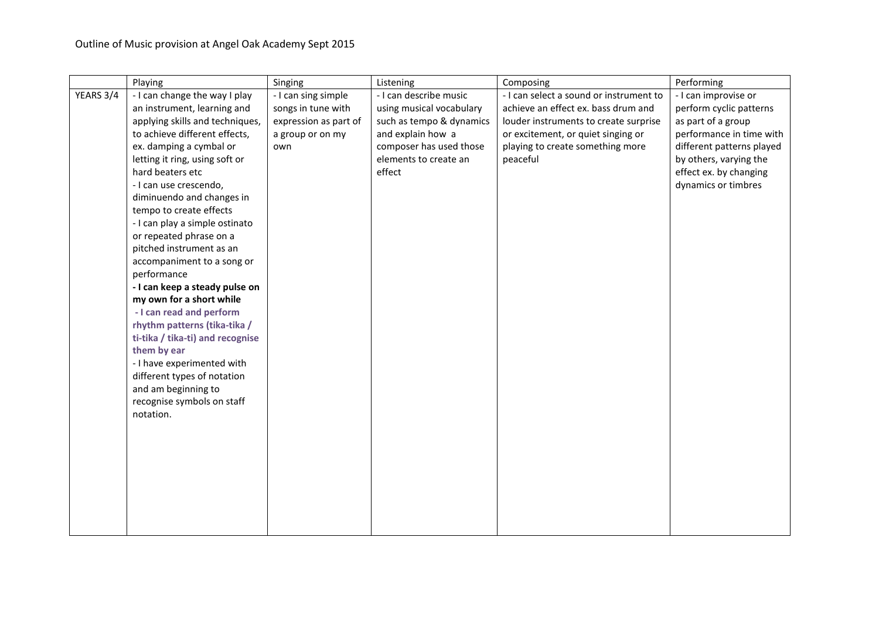Outline of Music provision at Angel Oak Academy Sept 2015

| | Playing | Singing | Listening | Composing | Performing |
|---|---|---|---|---|---|
| YEARS 3/4 | - I can change the way I play an instrument, learning and applying skills and techniques, to achieve different effects, ex. damping a cymbal or letting it ring, using soft or hard beaters etc<br>- I can use crescendo, diminuendo and changes in tempo to create effects<br>- I can play a simple ostinato or repeated phrase on a pitched instrument as an accompaniment to a song or performance<br>**- I can keep a steady pulse on my own for a short while**<br>**- I can read and perform rhythm patterns (tika-tika / ti-tika / tika-ti) and recognise them by ear**<br>- I have experimented with different types of notation and am beginning to recognise symbols on staff notation. | - I can sing simple songs in tune with expression as part of a group or on my own | - I can describe music using musical vocabulary such as tempo & dynamics and explain how a composer has used those elements to create an effect | - I can select a sound or instrument to achieve an effect ex. bass drum and louder instruments to create surprise or excitement, or quiet singing or playing to create something more peaceful | - I can improvise or perform cyclic patterns as part of a group performance in time with different patterns played by others, varying the effect ex. by changing dynamics or timbres |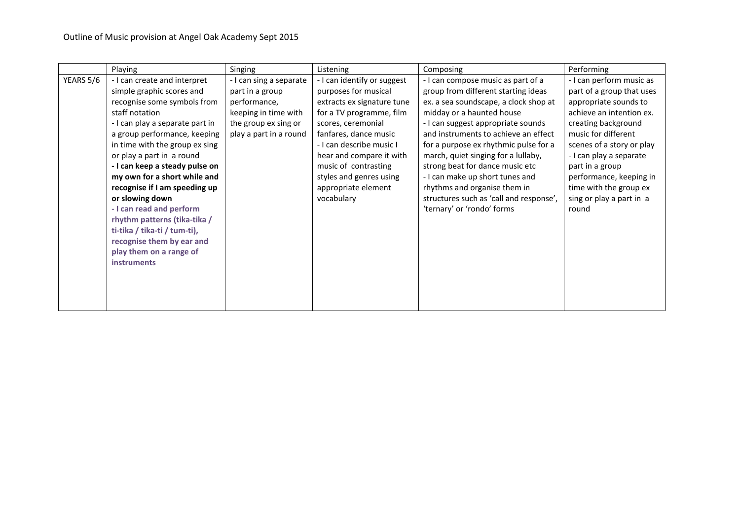Outline of Music provision at Angel Oak Academy Sept 2015

| | Playing | Singing | Listening | Composing | Performing |
|---|---|---|---|---|---|
| YEARS 5/6 | - I can create and interpret simple graphic scores and recognise some symbols from staff notation<br>- I can play a separate part in a group performance, keeping in time with the group ex sing or play a part in a round<br>**- I can keep a steady pulse on my own for a short while and recognise if I am speeding up or slowing down**<br>**- I can read and perform rhythm patterns (tika-tika / ti-tika / tika-ti / tum-ti), recognise them by ear and play them on a range of instruments** | - I can sing a separate part in a group performance, keeping in time with the group ex sing or play a part in a round | - I can identify or suggest purposes for musical extracts ex signature tune for a TV programme, film scores, ceremonial fanfares, dance music<br>- I can describe music I hear and compare it with music of contrasting styles and genres using appropriate element vocabulary | - I can compose music as part of a group from different starting ideas ex. a sea soundscape, a clock shop at midday or a haunted house<br>- I can suggest appropriate sounds and instruments to achieve an effect for a purpose ex rhythmic pulse for a march, quiet singing for a lullaby, strong beat for dance music etc<br>- I can make up short tunes and rhythms and organise them in structures such as 'call and response', 'ternary' or 'rondo' forms | - I can perform music as part of a group that uses appropriate sounds to achieve an intention ex. creating background music for different scenes of a story or play<br>- I can play a separate part in a group performance, keeping in time with the group ex sing or play a part in a round |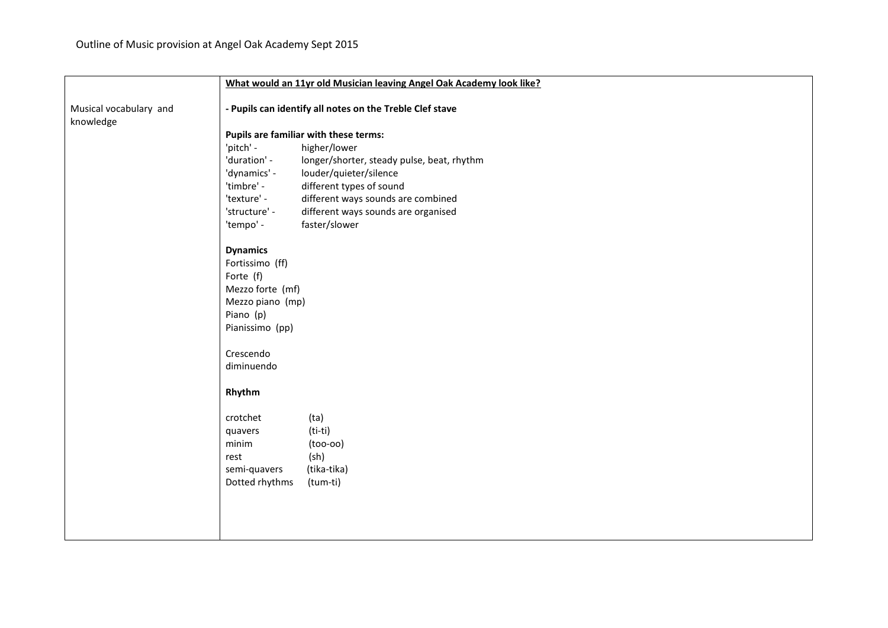Outline of Music provision at Angel Oak Academy Sept 2015

<table>
<tr>
<td></td>
<td><b><u>What would an 11yr old Musician leaving Angel Oak Academy look like?</u></b></td>
</tr>
<tr>
<td>Musical vocabulary and knowledge</td>
<td>

**- Pupils can identify all notes on the Treble Clef stave**

**Pupils are familiar with these terms:**

'pitch' - higher/lower
'duration' - longer/shorter, steady pulse, beat, rhythm
'dynamics' - louder/quieter/silence
'timbre' - different types of sound
'texture' - different ways sounds are combined
'structure' - different ways sounds are organised
'tempo' - faster/slower

**Dynamics**
Fortissimo (ff)
Forte (f)
Mezzo forte (mf)
Mezzo piano (mp)
Piano (p)
Pianissimo (pp)

Crescendo
diminuendo

**Rhythm**

crotchet (ta)
quavers (ti-ti)
minim (too-oo)
rest (sh)
semi-quavers (tika-tika)
Dotted rhythms (tum-ti)

</td>
</tr>
</table>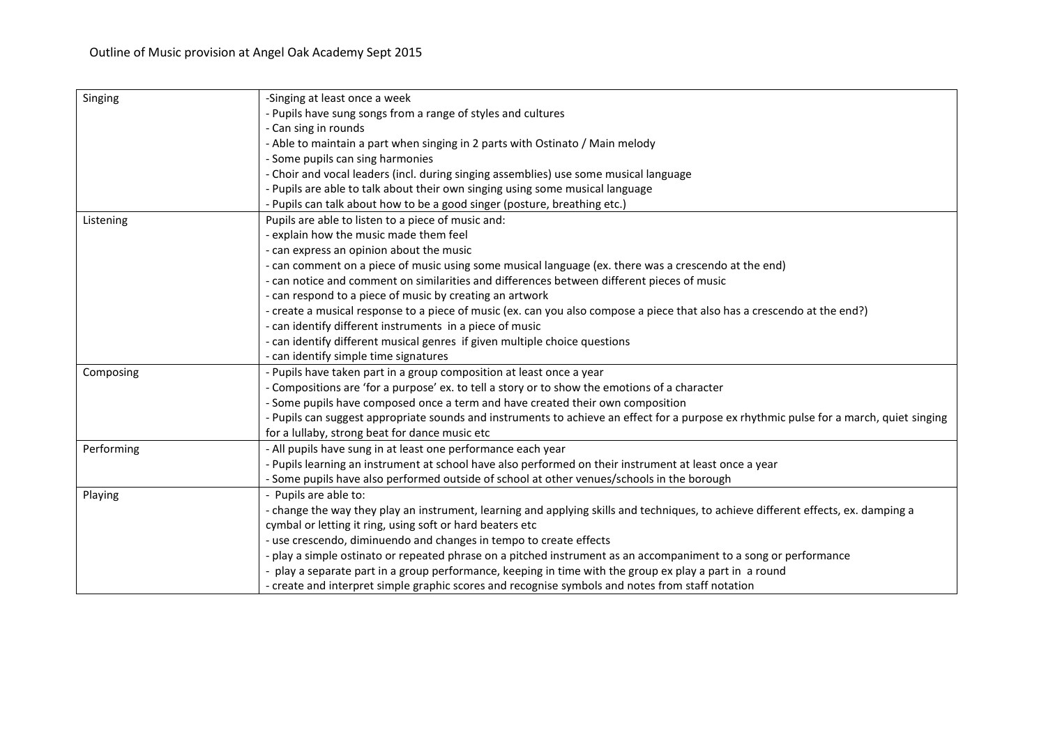Outline of Music provision at Angel Oak Academy Sept 2015

| | |
|---|---|
| Singing | -Singing at least once a week<br>- Pupils have sung songs from a range of styles and cultures<br>- Can sing in rounds<br>- Able to maintain a part when singing in 2 parts with Ostinato / Main melody<br>- Some pupils can sing harmonies<br>- Choir and vocal leaders (incl. during singing assemblies) use some musical language<br>- Pupils are able to talk about their own singing using some musical language<br>- Pupils can talk about how to be a good singer (posture, breathing etc.) |
| Listening | Pupils are able to listen to a piece of music and:<br>- explain how the music made them feel<br>- can express an opinion about the music<br>- can comment on a piece of music using some musical language (ex. there was a crescendo at the end)<br>- can notice and comment on similarities and differences between different pieces of music<br>- can respond to a piece of music by creating an artwork<br>- create a musical response to a piece of music (ex. can you also compose a piece that also has a crescendo at the end?)<br>- can identify different instruments in a piece of music<br>- can identify different musical genres if given multiple choice questions<br>- can identify simple time signatures |
| Composing | - Pupils have taken part in a group composition at least once a year<br>- Compositions are 'for a purpose' ex. to tell a story or to show the emotions of a character<br>- Some pupils have composed once a term and have created their own composition<br>- Pupils can suggest appropriate sounds and instruments to achieve an effect for a purpose ex rhythmic pulse for a march, quiet singing for a lullaby, strong beat for dance music etc |
| Performing | - All pupils have sung in at least one performance each year<br>- Pupils learning an instrument at school have also performed on their instrument at least once a year<br>- Some pupils have also performed outside of school at other venues/schools in the borough |
| Playing | - Pupils are able to:<br>- change the way they play an instrument, learning and applying skills and techniques, to achieve different effects, ex. damping a cymbal or letting it ring, using soft or hard beaters etc<br>- use crescendo, diminuendo and changes in tempo to create effects<br>- play a simple ostinato or repeated phrase on a pitched instrument as an accompaniment to a song or performance<br>- play a separate part in a group performance, keeping in time with the group ex play a part in a round<br>- create and interpret simple graphic scores and recognise symbols and notes from staff notation |